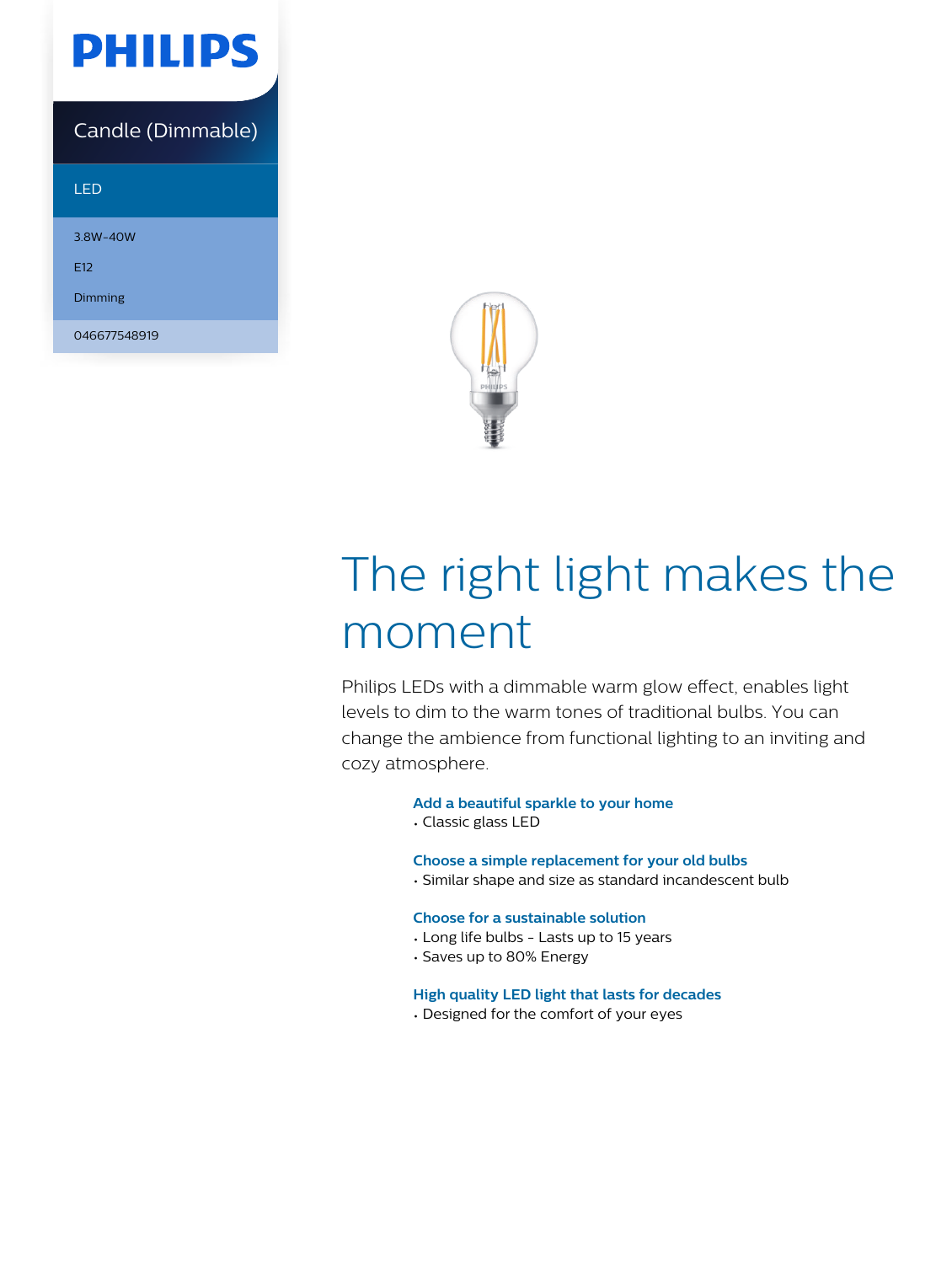PHILIPS

Candle (Dimmable)

LED

3.8W-40W

E12

Dimming

046677548919

# The right light makes the moment

Philips LEDs with a dimmable warm glow effect, enables light levels to dim to the warm tones of traditional bulbs. You can change the ambience from functional lighting to an inviting and cozy atmosphere.

### Add a beautiful sparkle to your home

- Classic glass LED

### Choose a simple replacement for your old bulbs

- Similar shape and size as standard incandescent bulb

### Choose for a sustainable solution

- Long life bulbs - Lasts up to 15 years
- Saves up to 80% Energy

### High quality LED light that lasts for decades

- Designed for the comfort of your eyes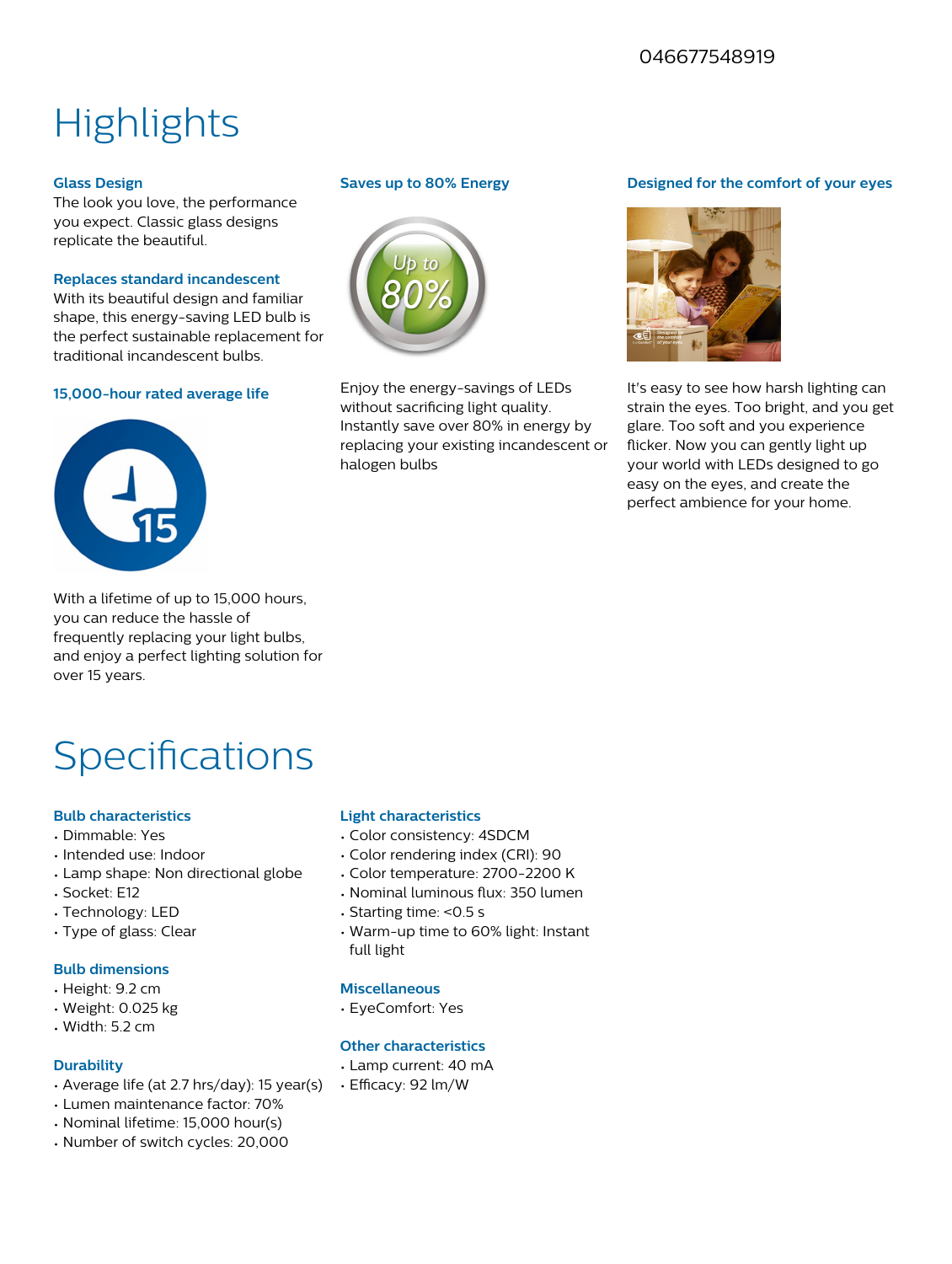046677548919

# Highlights

### Glass Design

The look you love, the performance you expect. Classic glass designs replicate the beautiful.

### Replaces standard incandescent

With its beautiful design and familiar shape, this energy-saving LED bulb is the perfect sustainable replacement for traditional incandescent bulbs.

### 15,000-hour rated average life

With a lifetime of up to 15,000 hours, you can reduce the hassle of frequently replacing your light bulbs, and enjoy a perfect lighting solution for over 15 years.

### Saves up to 80% Energy

Enjoy the energy-savings of LEDs without sacrificing light quality. Instantly save over 80% in energy by replacing your existing incandescent or halogen bulbs

### Designed for the comfort of your eyes

It's easy to see how harsh lighting can strain the eyes. Too bright, and you get glare. Too soft and you experience flicker. Now you can gently light up your world with LEDs designed to go easy on the eyes, and create the perfect ambience for your home.

# Specifications

### Bulb characteristics

- Dimmable: Yes
- Intended use: Indoor
- Lamp shape: Non directional globe
- Socket: E12
- Technology: LED
- Type of glass: Clear

### Bulb dimensions

- Height: 9.2 cm
- Weight: 0.025 kg
- Width: 5.2 cm

### Durability

- Average life (at 2.7 hrs/day): 15 year(s)
- Lumen maintenance factor: 70%
- Nominal lifetime: 15,000 hour(s)
- Number of switch cycles: 20,000

### Light characteristics

- Color consistency: 4SDCM
- Color rendering index (CRI): 90
- Color temperature: 2700-2200 K
- Nominal luminous flux: 350 lumen
- Starting time: <0.5 s
- Warm-up time to 60% light: Instant full light

### Miscellaneous

- EyeComfort: Yes

### Other characteristics

- Lamp current: 40 mA
- Efficacy: 92 lm/W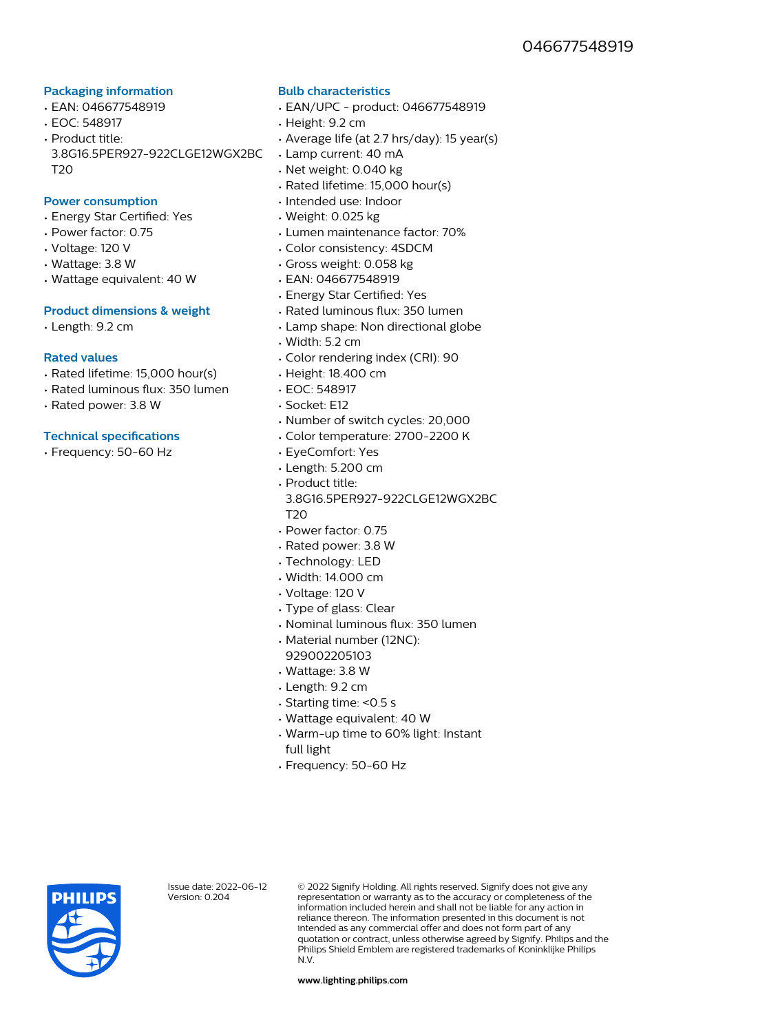046677548919

## Packaging information

- EAN: 046677548919
- EOC: 548917
- Product title: 3.8G16.5PER927-922CLGE12WGX2BC T20

## Power consumption

- Energy Star Certified: Yes
- Power factor: 0.75
- Voltage: 120 V
- Wattage: 3.8 W
- Wattage equivalent: 40 W

## Product dimensions & weight

- Length: 9.2 cm

## Rated values

- Rated lifetime: 15,000 hour(s)
- Rated luminous flux: 350 lumen
- Rated power: 3.8 W

## Technical specifications

- Frequency: 50-60 Hz

## Bulb characteristics

- EAN/UPC - product: 046677548919
- Height: 9.2 cm
- Average life (at 2.7 hrs/day): 15 year(s)
- Lamp current: 40 mA
- Net weight: 0.040 kg
- Rated lifetime: 15,000 hour(s)
- Intended use: Indoor
- Weight: 0.025 kg
- Lumen maintenance factor: 70%
- Color consistency: 4SDCM
- Gross weight: 0.058 kg
- EAN: 046677548919
- Energy Star Certified: Yes
- Rated luminous flux: 350 lumen
- Lamp shape: Non directional globe
- Width: 5.2 cm
- Color rendering index (CRI): 90
- Height: 18.400 cm
- EOC: 548917
- Socket: E12
- Number of switch cycles: 20,000
- Color temperature: 2700-2200 K
- EyeComfort: Yes
- Length: 5.200 cm
- Product title: 3.8G16.5PER927-922CLGE12WGX2BC T20
- Power factor: 0.75
- Rated power: 3.8 W
- Technology: LED
- Width: 14.000 cm
- Voltage: 120 V
- Type of glass: Clear
- Nominal luminous flux: 350 lumen
- Material number (12NC): 929002205103
- Wattage: 3.8 W
- Length: 9.2 cm
- Starting time: <0.5 s
- Wattage equivalent: 40 W
- Warm-up time to 60% light: Instant full light
- Frequency: 50-60 Hz

Issue date: 2022-06-12
Version: 0.204

© 2022 Signify Holding. All rights reserved. Signify does not give any representation or warranty as to the accuracy or completeness of the information included herein and shall not be liable for any action in reliance thereon. The information presented in this document is not intended as any commercial offer and does not form part of any quotation or contract, unless otherwise agreed by Signify. Philips and the Philips Shield Emblem are registered trademarks of Koninklijke Philips N.V.

**www.lighting.philips.com**